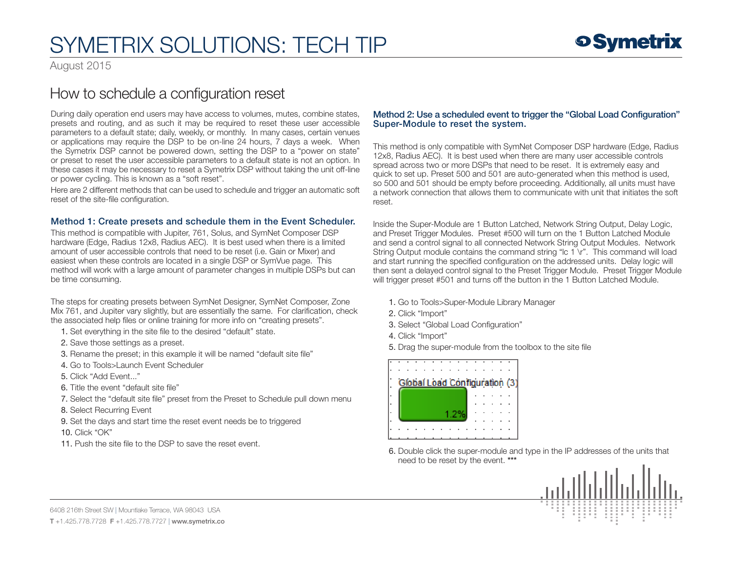# SYMETRIX SOLUTIONS: TECH TIP

August 2015

## How to schedule a configuration reset

During daily operation end users may have access to volumes, mutes, combine states, presets and routing, and as such it may be required to reset these user accessible parameters to a default state; daily, weekly, or monthly. In many cases, certain venues or applications may require the DSP to be on-line 24 hours, 7 days a week. When the Symetrix DSP cannot be powered down, setting the DSP to a "power on state" or preset to reset the user accessible parameters to a default state is not an option. In these cases it may be necessary to reset a Symetrix DSP without taking the unit off-line or power cycling. This is known as a "soft reset".

Here are 2 different methods that can be used to schedule and trigger an automatic soft reset of the site-file configuration.

### Method 1: Create presets and schedule them in the Event Scheduler.

This method is compatible with Jupiter, 761, Solus, and SymNet Composer DSP hardware (Edge, Radius 12x8, Radius AEC). It is best used when there is a limited amount of user accessible controls that need to be reset (i.e. Gain or Mixer) and easiest when these controls are located in a single DSP or SymVue page. This method will work with a large amount of parameter changes in multiple DSPs but can be time consuming.

The steps for creating presets between SymNet Designer, SymNet Composer, Zone Mix 761, and Jupiter vary slightly, but are essentially the same. For clarification, check the associated help files or online training for more info on "creating presets".

1. Set everything in the site file to the desired "default" state.
2. Save those settings as a preset.
3. Rename the preset; in this example it will be named "default site file"
4. Go to Tools>Launch Event Scheduler
5. Click "Add Event..."
6. Title the event "default site file"
7. Select the "default site file" preset from the Preset to Schedule pull down menu
8. Select Recurring Event
9. Set the days and start time the reset event needs be to triggered
10. Click "OK"
11. Push the site file to the DSP to save the reset event.

### Method 2: Use a scheduled event to trigger the "Global Load Configuration" Super-Module to reset the system.

This method is only compatible with SymNet Composer DSP hardware (Edge, Radius 12x8, Radius AEC). It is best used when there are many user accessible controls spread across two or more DSPs that need to be reset. It is extremely easy and quick to set up. Preset 500 and 501 are auto-generated when this method is used, so 500 and 501 should be empty before proceeding. Additionally, all units must have a network connection that allows them to communicate with unit that initiates the soft reset.

Inside the Super-Module are 1 Button Latched, Network String Output, Delay Logic, and Preset Trigger Modules. Preset #500 will turn on the 1 Button Latched Module and send a control signal to all connected Network String Output Modules. Network String Output module contains the command string "lc 1 \r". This command will load and start running the specified configuration on the addressed units. Delay logic will then sent a delayed control signal to the Preset Trigger Module. Preset Trigger Module will trigger preset #501 and turns off the button in the 1 Button Latched Module.

1. Go to Tools>Super-Module Library Manager
2. Click "Import"
3. Select "Global Load Configuration"
4. Click "Import"
5. Drag the super-module from the toolbox to the site file

Global Load Configuration (3)

1.2%

6. Double click the super-module and type in the IP addresses of the units that need to be reset by the event. ***

6408 216th Street SW | Mountlake Terrace, WA 98043 USA
T +1.425.778.7728 F +1.425.778.7727 | www.symetrix.co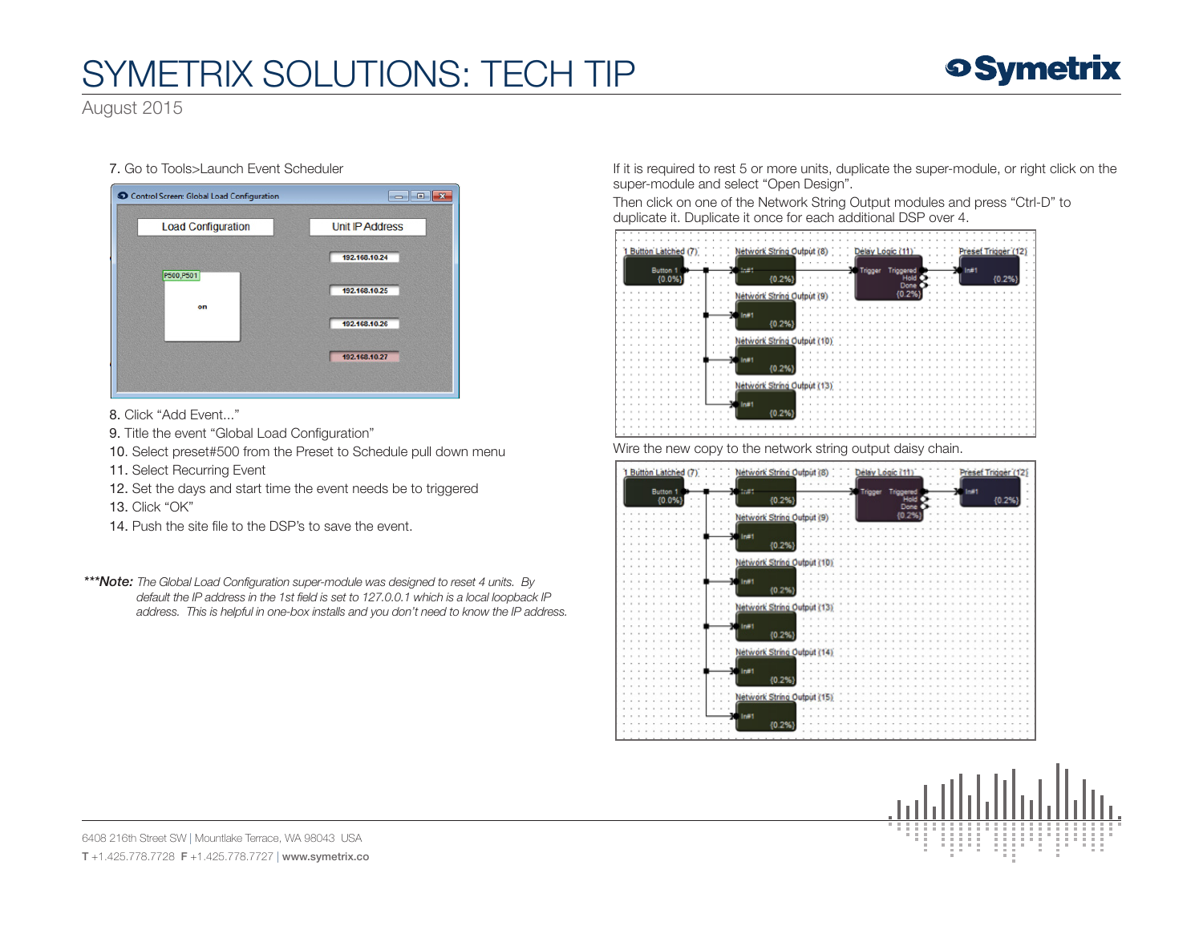7. Go to Tools>Launch Event Scheduler

8. Click "Add Event..."
9. Title the event "Global Load Configuration"
10. Select preset#500 from the Preset to Schedule pull down menu
11. Select Recurring Event
12. Set the days and start time the event needs be to triggered
13. Click "OK"
14. Push the site file to the DSP's to save the event.

***Note:*** *The Global Load Configuration super-module was designed to reset 4 units. By default the IP address in the 1st field is set to 127.0.0.1 which is a local loopback IP address. This is helpful in one-box installs and you don't need to know the IP address.*

If it is required to rest 5 or more units, duplicate the super-module, or right click on the super-module and select "Open Design".

Then click on one of the Network String Output modules and press "Ctrl-D" to duplicate it. Duplicate it once for each additional DSP over 4.

Wire the new copy to the network string output daisy chain.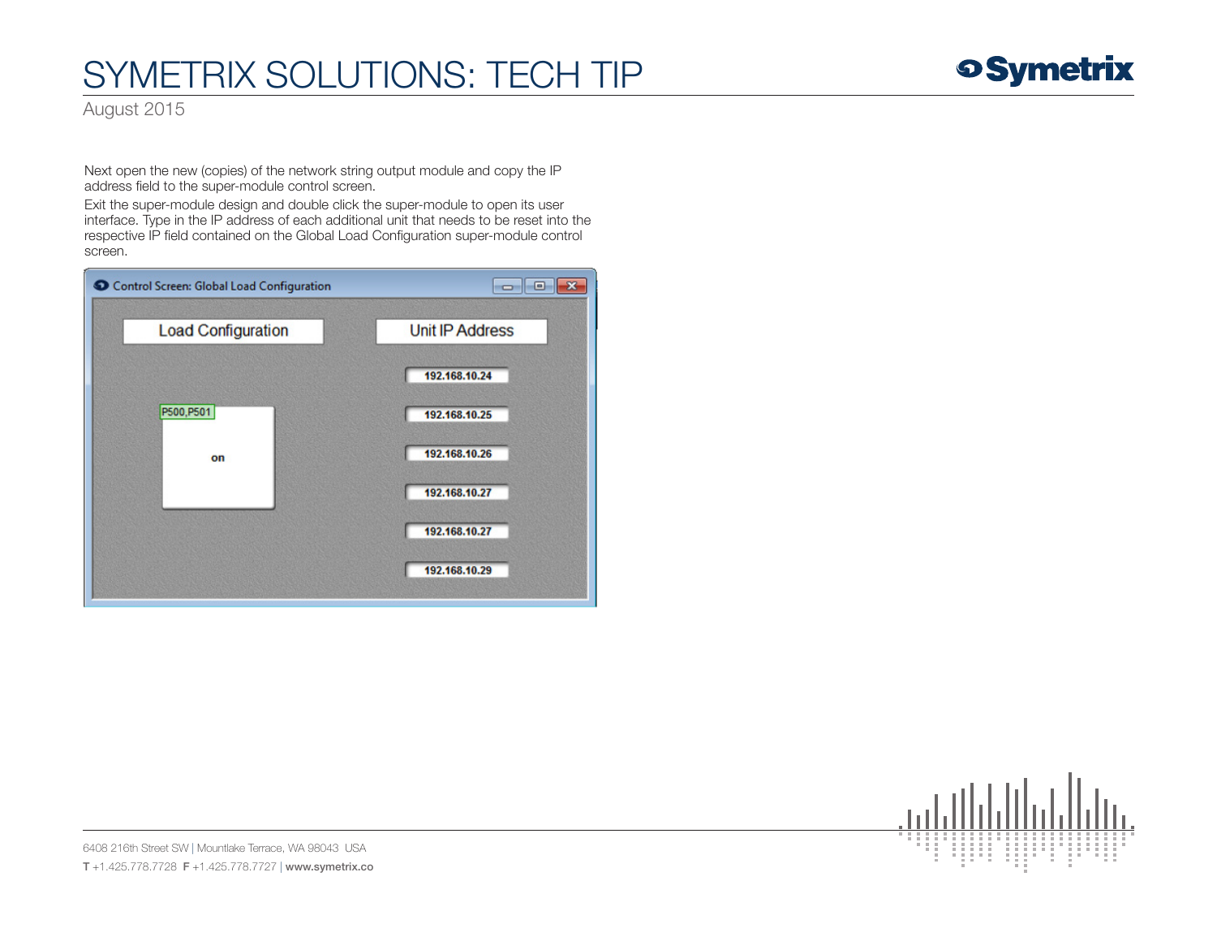Next open the new (copies) of the network string output module and copy the IP address field to the super-module control screen.

Exit the super-module design and double click the super-module to open its user interface. Type in the IP address of each additional unit that needs to be reset into the respective IP field contained on the Global Load Configuration super-module control screen.

Control Screen: Global Load Configuration

Load Configuration

P500,P501

on

Unit IP Address

192.168.10.24

192.168.10.25

192.168.10.26

192.168.10.27

192.168.10.27

192.168.10.29